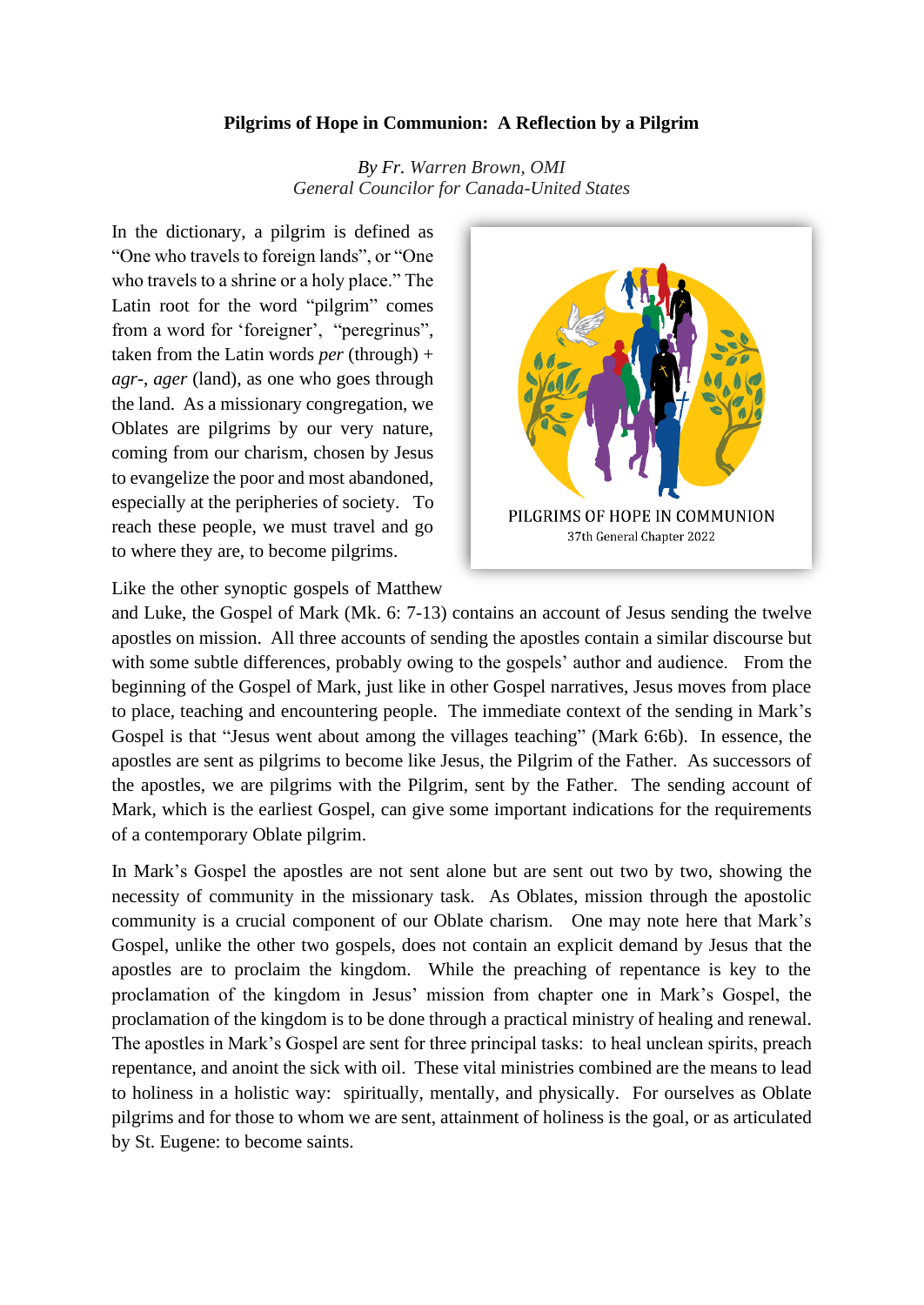**Pilgrims of Hope in Communion: A Reflection by a Pilgrim**

*By Fr. Warren Brown, OMI*
*General Councilor for Canada-United States*

In the dictionary, a pilgrim is defined as "One who travels to foreign lands", or "One who travels to a shrine or a holy place." The Latin root for the word "pilgrim" comes from a word for 'foreigner', "peregrinus", taken from the Latin words *per* (through) + *agr-*, *ager* (land), as one who goes through the land. As a missionary congregation, we Oblates are pilgrims by our very nature, coming from our charism, chosen by Jesus to evangelize the poor and most abandoned, especially at the peripheries of society. To reach these people, we must travel and go to where they are, to become pilgrims.

PILGRIMS OF HOPE IN COMMUNION
37th General Chapter 2022

Like the other synoptic gospels of Matthew and Luke, the Gospel of Mark (Mk. 6: 7-13) contains an account of Jesus sending the twelve apostles on mission. All three accounts of sending the apostles contain a similar discourse but with some subtle differences, probably owing to the gospels' author and audience. From the beginning of the Gospel of Mark, just like in other Gospel narratives, Jesus moves from place to place, teaching and encountering people. The immediate context of the sending in Mark's Gospel is that "Jesus went about among the villages teaching" (Mark 6:6b). In essence, the apostles are sent as pilgrims to become like Jesus, the Pilgrim of the Father. As successors of the apostles, we are pilgrims with the Pilgrim, sent by the Father. The sending account of Mark, which is the earliest Gospel, can give some important indications for the requirements of a contemporary Oblate pilgrim.

In Mark's Gospel the apostles are not sent alone but are sent out two by two, showing the necessity of community in the missionary task. As Oblates, mission through the apostolic community is a crucial component of our Oblate charism. One may note here that Mark's Gospel, unlike the other two gospels, does not contain an explicit demand by Jesus that the apostles are to proclaim the kingdom. While the preaching of repentance is key to the proclamation of the kingdom in Jesus' mission from chapter one in Mark's Gospel, the proclamation of the kingdom is to be done through a practical ministry of healing and renewal. The apostles in Mark's Gospel are sent for three principal tasks: to heal unclean spirits, preach repentance, and anoint the sick with oil. These vital ministries combined are the means to lead to holiness in a holistic way: spiritually, mentally, and physically. For ourselves as Oblate pilgrims and for those to whom we are sent, attainment of holiness is the goal, or as articulated by St. Eugene: to become saints.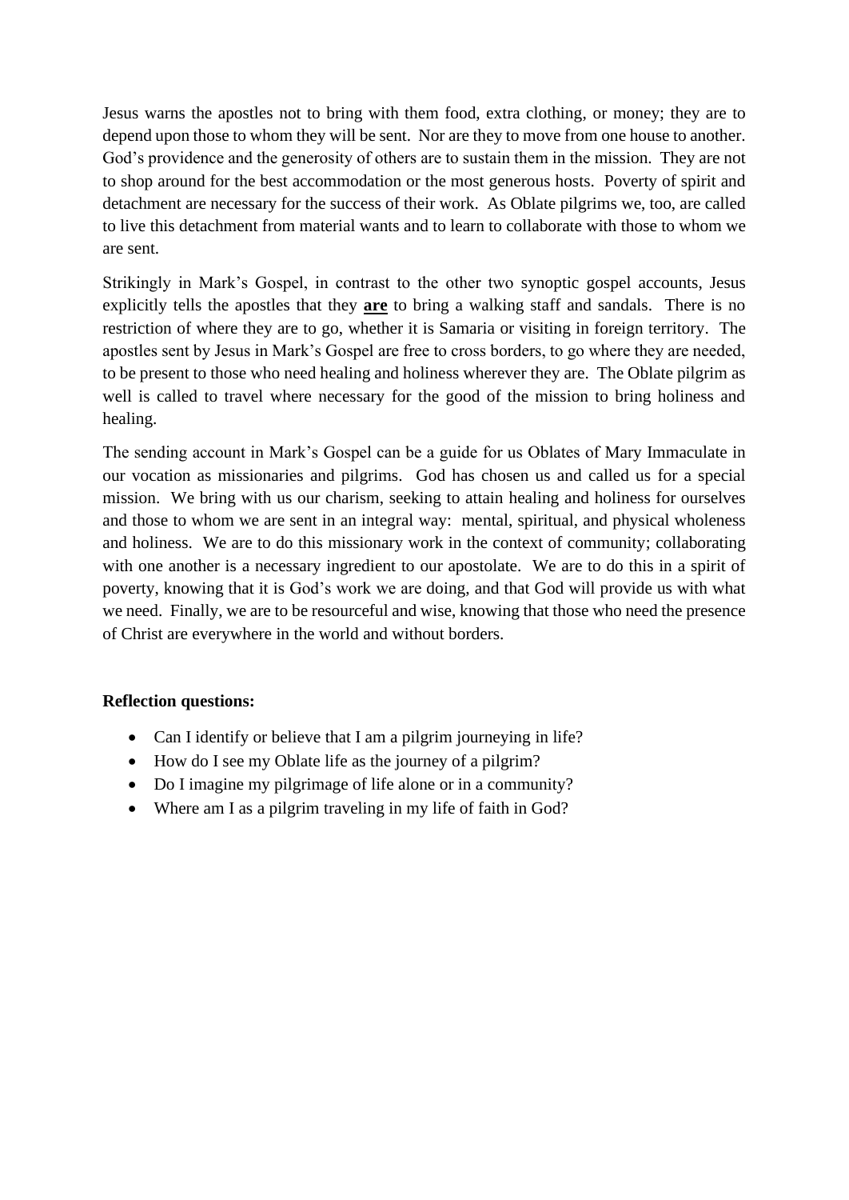Jesus warns the apostles not to bring with them food, extra clothing, or money; they are to depend upon those to whom they will be sent. Nor are they to move from one house to another. God's providence and the generosity of others are to sustain them in the mission. They are not to shop around for the best accommodation or the most generous hosts. Poverty of spirit and detachment are necessary for the success of their work. As Oblate pilgrims we, too, are called to live this detachment from material wants and to learn to collaborate with those to whom we are sent.

Strikingly in Mark's Gospel, in contrast to the other two synoptic gospel accounts, Jesus explicitly tells the apostles that they **are** to bring a walking staff and sandals. There is no restriction of where they are to go, whether it is Samaria or visiting in foreign territory. The apostles sent by Jesus in Mark's Gospel are free to cross borders, to go where they are needed, to be present to those who need healing and holiness wherever they are. The Oblate pilgrim as well is called to travel where necessary for the good of the mission to bring holiness and healing.

The sending account in Mark's Gospel can be a guide for us Oblates of Mary Immaculate in our vocation as missionaries and pilgrims. God has chosen us and called us for a special mission. We bring with us our charism, seeking to attain healing and holiness for ourselves and those to whom we are sent in an integral way: mental, spiritual, and physical wholeness and holiness. We are to do this missionary work in the context of community; collaborating with one another is a necessary ingredient to our apostolate. We are to do this in a spirit of poverty, knowing that it is God's work we are doing, and that God will provide us with what we need. Finally, we are to be resourceful and wise, knowing that those who need the presence of Christ are everywhere in the world and without borders.

**Reflection questions:**

- Can I identify or believe that I am a pilgrim journeying in life?
- How do I see my Oblate life as the journey of a pilgrim?
- Do I imagine my pilgrimage of life alone or in a community?
- Where am I as a pilgrim traveling in my life of faith in God?